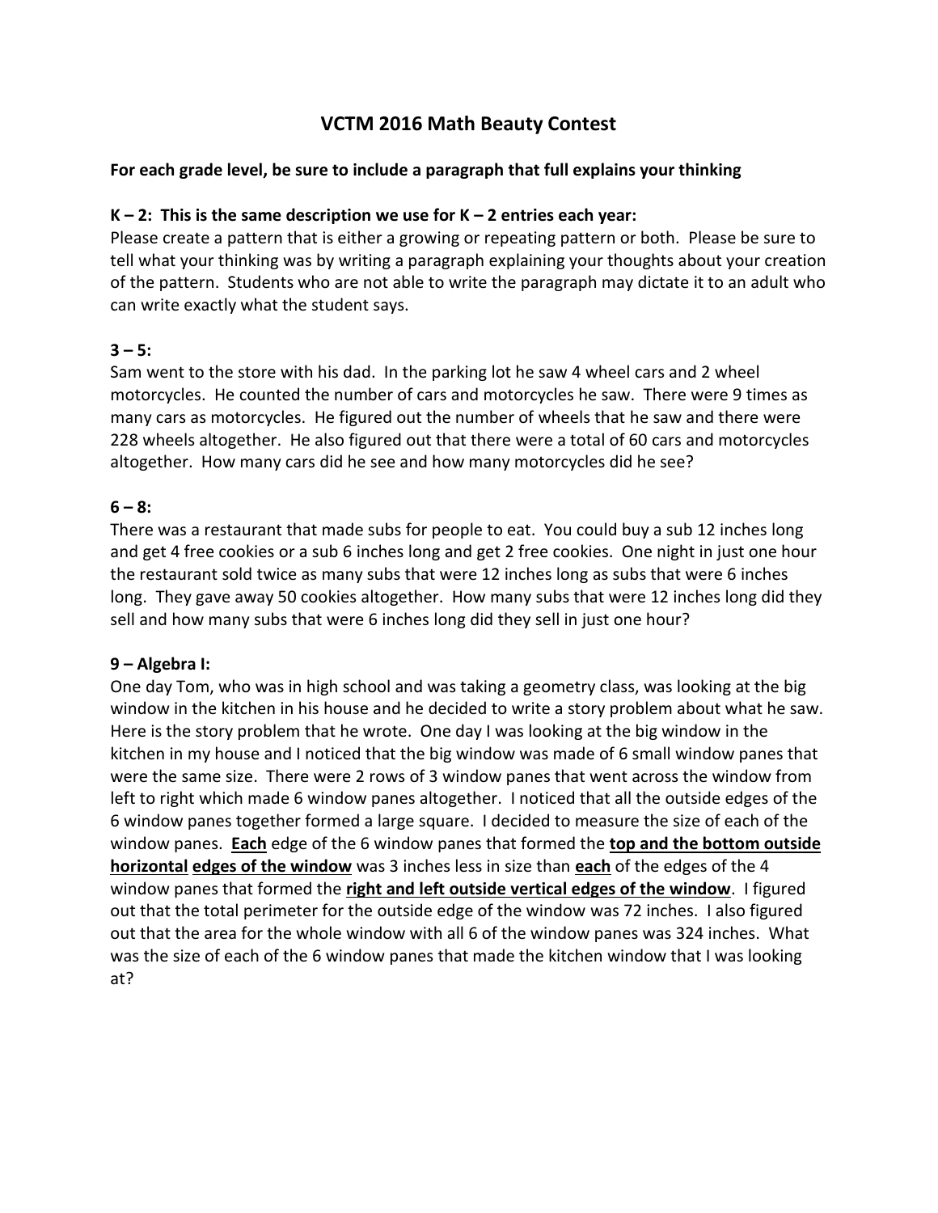# VCTM 2016 Math Beauty Contest

**For each grade level, be sure to include a paragraph that full explains your thinking**

**K – 2: This is the same description we use for K – 2 entries each year:**

Please create a pattern that is either a growing or repeating pattern or both. Please be sure to tell what your thinking was by writing a paragraph explaining your thoughts about your creation of the pattern. Students who are not able to write the paragraph may dictate it to an adult who can write exactly what the student says.

**3 – 5:**

Sam went to the store with his dad. In the parking lot he saw 4 wheel cars and 2 wheel motorcycles. He counted the number of cars and motorcycles he saw. There were 9 times as many cars as motorcycles. He figured out the number of wheels that he saw and there were 228 wheels altogether. He also figured out that there were a total of 60 cars and motorcycles altogether. How many cars did he see and how many motorcycles did he see?

**6 – 8:**

There was a restaurant that made subs for people to eat. You could buy a sub 12 inches long and get 4 free cookies or a sub 6 inches long and get 2 free cookies. One night in just one hour the restaurant sold twice as many subs that were 12 inches long as subs that were 6 inches long. They gave away 50 cookies altogether. How many subs that were 12 inches long did they sell and how many subs that were 6 inches long did they sell in just one hour?

**9 – Algebra I:**

One day Tom, who was in high school and was taking a geometry class, was looking at the big window in the kitchen in his house and he decided to write a story problem about what he saw. Here is the story problem that he wrote. One day I was looking at the big window in the kitchen in my house and I noticed that the big window was made of 6 small window panes that were the same size. There were 2 rows of 3 window panes that went across the window from left to right which made 6 window panes altogether. I noticed that all the outside edges of the 6 window panes together formed a large square. I decided to measure the size of each of the window panes. **Each** edge of the 6 window panes that formed the **top and the bottom outside horizontal edges of the window** was 3 inches less in size than **each** of the edges of the 4 window panes that formed the **right and left outside vertical edges of the window**. I figured out that the total perimeter for the outside edge of the window was 72 inches. I also figured out that the area for the whole window with all 6 of the window panes was 324 inches. What was the size of each of the 6 window panes that made the kitchen window that I was looking at?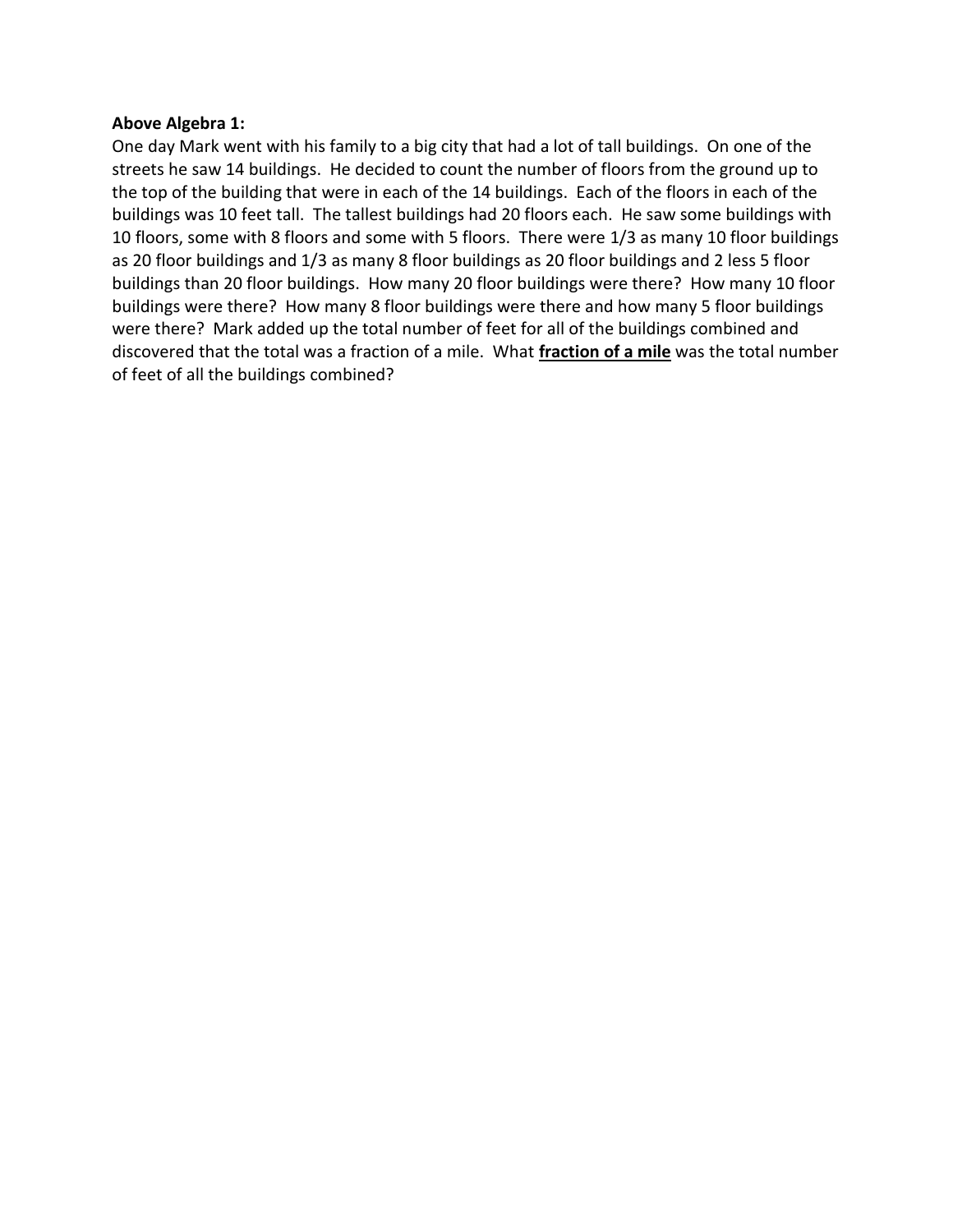**Above Algebra 1:**

One day Mark went with his family to a big city that had a lot of tall buildings. On one of the streets he saw 14 buildings. He decided to count the number of floors from the ground up to the top of the building that were in each of the 14 buildings. Each of the floors in each of the buildings was 10 feet tall. The tallest buildings had 20 floors each. He saw some buildings with 10 floors, some with 8 floors and some with 5 floors. There were 1/3 as many 10 floor buildings as 20 floor buildings and 1/3 as many 8 floor buildings as 20 floor buildings and 2 less 5 floor buildings than 20 floor buildings. How many 20 floor buildings were there? How many 10 floor buildings were there? How many 8 floor buildings were there and how many 5 floor buildings were there? Mark added up the total number of feet for all of the buildings combined and discovered that the total was a fraction of a mile. What **<u>fraction of a mile</u>** was the total number of feet of all the buildings combined?